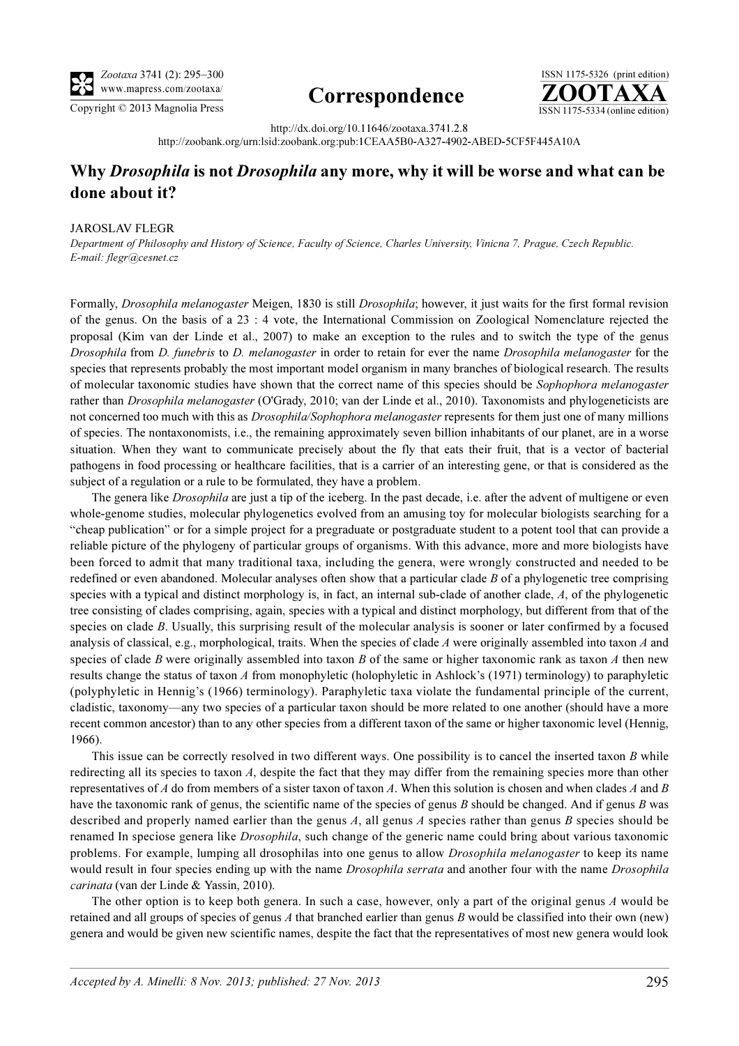Correspondence

http://dx.doi.org/10.11646/zootaxa.3741.2.8
http://zoobank.org/urn:lsid:zoobank.org:pub:1CEAA5B0-A327-4902-ABED-5CF5F445A10A

# Why *Drosophila* is not *Drosophila* any more, why it will be worse and what can be done about it?

JAROSLAV FLEGR

*Department of Philosophy and History of Science, Faculty of Science, Charles University, Vinicna 7, Prague, Czech Republic. E-mail: flegr@cesnet.cz*

Formally, *Drosophila melanogaster* Meigen, 1830 is still *Drosophila*; however, it just waits for the first formal revision of the genus. On the basis of a 23 : 4 vote, the International Commission on Zoological Nomenclature rejected the proposal (Kim van der Linde et al., 2007) to make an exception to the rules and to switch the type of the genus *Drosophila* from *D. funebris* to *D. melanogaster* in order to retain for ever the name *Drosophila melanogaster* for the species that represents probably the most important model organism in many branches of biological research. The results of molecular taxonomic studies have shown that the correct name of this species should be *Sophophora melanogaster* rather than *Drosophila melanogaster* (O'Grady, 2010; van der Linde et al., 2010). Taxonomists and phylogeneticists are not concerned too much with this as *Drosophila/Sophophora melanogaster* represents for them just one of many millions of species. The nontaxonomists, i.e., the remaining approximately seven billion inhabitants of our planet, are in a worse situation. When they want to communicate precisely about the fly that eats their fruit, that is a vector of bacterial pathogens in food processing or healthcare facilities, that is a carrier of an interesting gene, or that is considered as the subject of a regulation or a rule to be formulated, they have a problem.

The genera like *Drosophila* are just a tip of the iceberg. In the past decade, i.e. after the advent of multigene or even whole-genome studies, molecular phylogenetics evolved from an amusing toy for molecular biologists searching for a "cheap publication" or for a simple project for a pregraduate or postgraduate student to a potent tool that can provide a reliable picture of the phylogeny of particular groups of organisms. With this advance, more and more biologists have been forced to admit that many traditional taxa, including the genera, were wrongly constructed and needed to be redefined or even abandoned. Molecular analyses often show that a particular clade *B* of a phylogenetic tree comprising species with a typical and distinct morphology is, in fact, an internal sub-clade of another clade, *A*, of the phylogenetic tree consisting of clades comprising, again, species with a typical and distinct morphology, but different from that of the species on clade *B*. Usually, this surprising result of the molecular analysis is sooner or later confirmed by a focused analysis of classical, e.g., morphological, traits. When the species of clade *A* were originally assembled into taxon *A* and species of clade *B* were originally assembled into taxon *B* of the same or higher taxonomic rank as taxon *A* then new results change the status of taxon *A* from monophyletic (holophyletic in Ashlock's (1971) terminology) to paraphyletic (polyphyletic in Hennig's (1966) terminology). Paraphyletic taxa violate the fundamental principle of the current, cladistic, taxonomy—any two species of a particular taxon should be more related to one another (should have a more recent common ancestor) than to any other species from a different taxon of the same or higher taxonomic level (Hennig, 1966).

This issue can be correctly resolved in two different ways. One possibility is to cancel the inserted taxon *B* while redirecting all its species to taxon *A*, despite the fact that they may differ from the remaining species more than other representatives of *A* do from members of a sister taxon of taxon *A*. When this solution is chosen and when clades *A* and *B* have the taxonomic rank of genus, the scientific name of the species of genus *B* should be changed. And if genus *B* was described and properly named earlier than the genus *A*, all genus *A* species rather than genus *B* species should be renamed In speciose genera like *Drosophila*, such change of the generic name could bring about various taxonomic problems. For example, lumping all drosophilas into one genus to allow *Drosophila melanogaster* to keep its name would result in four species ending up with the name *Drosophila serrata* and another four with the name *Drosophila carinata* (van der Linde & Yassin, 2010).

The other option is to keep both genera. In such a case, however, only a part of the original genus *A* would be retained and all groups of species of genus *A* that branched earlier than genus *B* would be classified into their own (new) genera and would be given new scientific names, despite the fact that the representatives of most new genera would look

*Accepted by A. Minelli: 8 Nov. 2013; published: 27 Nov. 2013*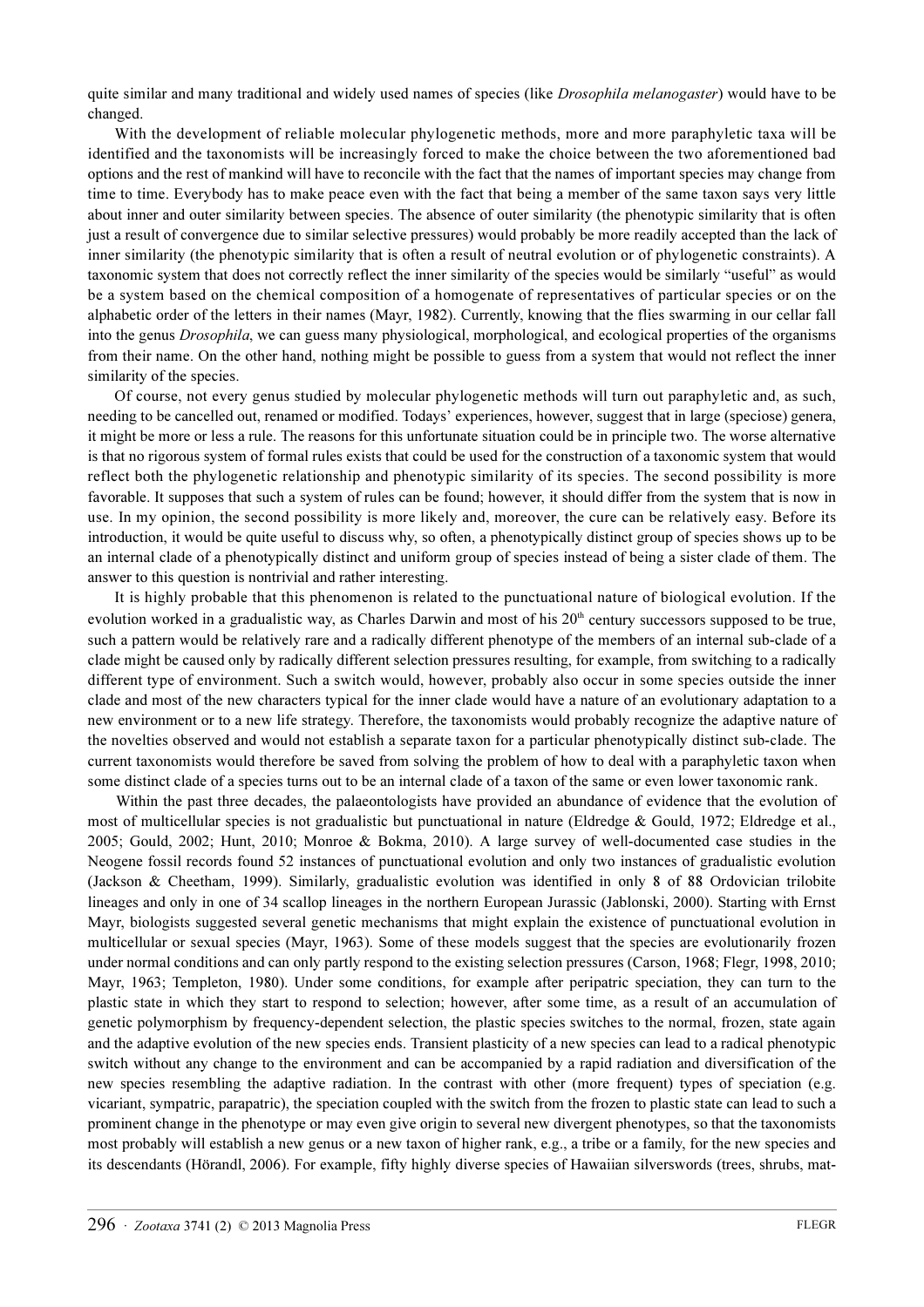quite similar and many traditional and widely used names of species (like *Drosophila melanogaster*) would have to be changed.

With the development of reliable molecular phylogenetic methods, more and more paraphyletic taxa will be identified and the taxonomists will be increasingly forced to make the choice between the two aforementioned bad options and the rest of mankind will have to reconcile with the fact that the names of important species may change from time to time. Everybody has to make peace even with the fact that being a member of the same taxon says very little about inner and outer similarity between species. The absence of outer similarity (the phenotypic similarity that is often just a result of convergence due to similar selective pressures) would probably be more readily accepted than the lack of inner similarity (the phenotypic similarity that is often a result of neutral evolution or of phylogenetic constraints). A taxonomic system that does not correctly reflect the inner similarity of the species would be similarly "useful" as would be a system based on the chemical composition of a homogenate of representatives of particular species or on the alphabetic order of the letters in their names (Mayr, 1982). Currently, knowing that the flies swarming in our cellar fall into the genus *Drosophila*, we can guess many physiological, morphological, and ecological properties of the organisms from their name. On the other hand, nothing might be possible to guess from a system that would not reflect the inner similarity of the species.

Of course, not every genus studied by molecular phylogenetic methods will turn out paraphyletic and, as such, needing to be cancelled out, renamed or modified. Todays' experiences, however, suggest that in large (speciose) genera, it might be more or less a rule. The reasons for this unfortunate situation could be in principle two. The worse alternative is that no rigorous system of formal rules exists that could be used for the construction of a taxonomic system that would reflect both the phylogenetic relationship and phenotypic similarity of its species. The second possibility is more favorable. It supposes that such a system of rules can be found; however, it should differ from the system that is now in use. In my opinion, the second possibility is more likely and, moreover, the cure can be relatively easy. Before its introduction, it would be quite useful to discuss why, so often, a phenotypically distinct group of species shows up to be an internal clade of a phenotypically distinct and uniform group of species instead of being a sister clade of them. The answer to this question is nontrivial and rather interesting.

It is highly probable that this phenomenon is related to the punctuational nature of biological evolution. If the evolution worked in a gradualistic way, as Charles Darwin and most of his 20th century successors supposed to be true, such a pattern would be relatively rare and a radically different phenotype of the members of an internal sub-clade of a clade might be caused only by radically different selection pressures resulting, for example, from switching to a radically different type of environment. Such a switch would, however, probably also occur in some species outside the inner clade and most of the new characters typical for the inner clade would have a nature of an evolutionary adaptation to a new environment or to a new life strategy. Therefore, the taxonomists would probably recognize the adaptive nature of the novelties observed and would not establish a separate taxon for a particular phenotypically distinct sub-clade. The current taxonomists would therefore be saved from solving the problem of how to deal with a paraphyletic taxon when some distinct clade of a species turns out to be an internal clade of a taxon of the same or even lower taxonomic rank.

Within the past three decades, the palaeontologists have provided an abundance of evidence that the evolution of most of multicellular species is not gradualistic but punctuational in nature (Eldredge & Gould, 1972; Eldredge et al., 2005; Gould, 2002; Hunt, 2010; Monroe & Bokma, 2010). A large survey of well-documented case studies in the Neogene fossil records found 52 instances of punctuational evolution and only two instances of gradualistic evolution (Jackson & Cheetham, 1999). Similarly, gradualistic evolution was identified in only 8 of 88 Ordovician trilobite lineages and only in one of 34 scallop lineages in the northern European Jurassic (Jablonski, 2000). Starting with Ernst Mayr, biologists suggested several genetic mechanisms that might explain the existence of punctuational evolution in multicellular or sexual species (Mayr, 1963). Some of these models suggest that the species are evolutionarily frozen under normal conditions and can only partly respond to the existing selection pressures (Carson, 1968; Flegr, 1998, 2010; Mayr, 1963; Templeton, 1980). Under some conditions, for example after peripatric speciation, they can turn to the plastic state in which they start to respond to selection; however, after some time, as a result of an accumulation of genetic polymorphism by frequency-dependent selection, the plastic species switches to the normal, frozen, state again and the adaptive evolution of the new species ends. Transient plasticity of a new species can lead to a radical phenotypic switch without any change to the environment and can be accompanied by a rapid radiation and diversification of the new species resembling the adaptive radiation. In the contrast with other (more frequent) types of speciation (e.g. vicariant, sympatric, parapatric), the speciation coupled with the switch from the frozen to plastic state can lead to such a prominent change in the phenotype or may even give origin to several new divergent phenotypes, so that the taxonomists most probably will establish a new genus or a new taxon of higher rank, e.g., a tribe or a family, for the new species and its descendants (Hörandl, 2006). For example, fifty highly diverse species of Hawaiian silverswords (trees, shrubs, mat-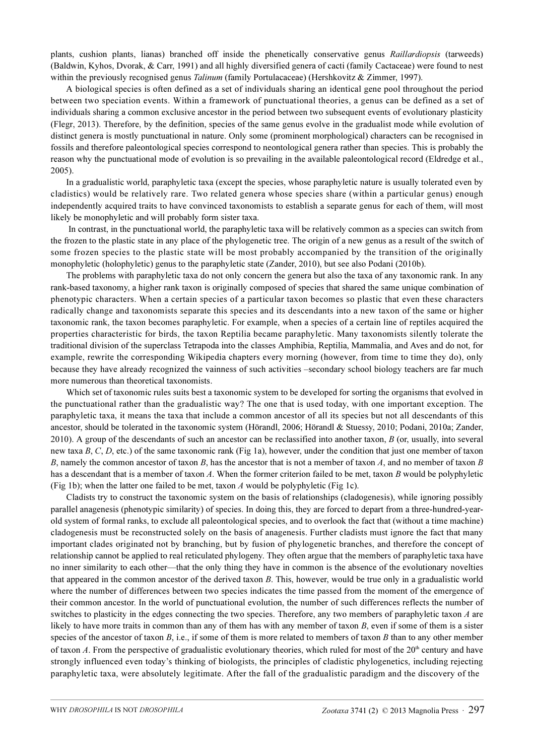plants, cushion plants, lianas) branched off inside the phenetically conservative genus *Raillardiopsis* (tarweeds) (Baldwin, Kyhos, Dvorak, & Carr, 1991) and all highly diversified genera of cacti (family Cactaceae) were found to nest within the previously recognised genus *Talinum* (family Portulacaceae) (Hershkovitz & Zimmer, 1997).

A biological species is often defined as a set of individuals sharing an identical gene pool throughout the period between two speciation events. Within a framework of punctuational theories, a genus can be defined as a set of individuals sharing a common exclusive ancestor in the period between two subsequent events of evolutionary plasticity (Flegr, 2013). Therefore, by the definition, species of the same genus evolve in the gradualist mode while evolution of distinct genera is mostly punctuational in nature. Only some (prominent morphological) characters can be recognised in fossils and therefore paleontological species correspond to neontological genera rather than species. This is probably the reason why the punctuational mode of evolution is so prevailing in the available paleontological record (Eldredge et al., 2005).

In a gradualistic world, paraphyletic taxa (except the species, whose paraphyletic nature is usually tolerated even by cladistics) would be relatively rare. Two related genera whose species share (within a particular genus) enough independently acquired traits to have convinced taxonomists to establish a separate genus for each of them, will most likely be monophyletic and will probably form sister taxa.

In contrast, in the punctuational world, the paraphyletic taxa will be relatively common as a species can switch from the frozen to the plastic state in any place of the phylogenetic tree. The origin of a new genus as a result of the switch of some frozen species to the plastic state will be most probably accompanied by the transition of the originally monophyletic (holophyletic) genus to the paraphyletic state (Zander, 2010), but see also Podani (2010b).

The problems with paraphyletic taxa do not only concern the genera but also the taxa of any taxonomic rank. In any rank-based taxonomy, a higher rank taxon is originally composed of species that shared the same unique combination of phenotypic characters. When a certain species of a particular taxon becomes so plastic that even these characters radically change and taxonomists separate this species and its descendants into a new taxon of the same or higher taxonomic rank, the taxon becomes paraphyletic. For example, when a species of a certain line of reptiles acquired the properties characteristic for birds, the taxon Reptilia became paraphyletic. Many taxonomists silently tolerate the traditional division of the superclass Tetrapoda into the classes Amphibia, Reptilia, Mammalia, and Aves and do not, for example, rewrite the corresponding Wikipedia chapters every morning (however, from time to time they do), only because they have already recognized the vainness of such activities –secondary school biology teachers are far much more numerous than theoretical taxonomists.

Which set of taxonomic rules suits best a taxonomic system to be developed for sorting the organisms that evolved in the punctuational rather than the gradualistic way? The one that is used today, with one important exception. The paraphyletic taxa, it means the taxa that include a common ancestor of all its species but not all descendants of this ancestor, should be tolerated in the taxonomic system (Hörandl, 2006; Hörandl & Stuessy, 2010; Podani, 2010a; Zander, 2010). A group of the descendants of such an ancestor can be reclassified into another taxon, *B* (or, usually, into several new taxa *B*, *C*, *D*, etc.) of the same taxonomic rank (Fig 1a), however, under the condition that just one member of taxon *B*, namely the common ancestor of taxon *B*, has the ancestor that is not a member of taxon *A*, and no member of taxon *B* has a descendant that is a member of taxon *A*. When the former criterion failed to be met, taxon *B* would be polyphyletic (Fig 1b); when the latter one failed to be met, taxon *A* would be polyphyletic (Fig 1c).

Cladists try to construct the taxonomic system on the basis of relationships (cladogenesis), while ignoring possibly parallel anagenesis (phenotypic similarity) of species. In doing this, they are forced to depart from a three-hundred-year-old system of formal ranks, to exclude all paleontological species, and to overlook the fact that (without a time machine) cladogenesis must be reconstructed solely on the basis of anagenesis. Further cladists must ignore the fact that many important clades originated not by branching, but by fusion of phylogenetic branches, and therefore the concept of relationship cannot be applied to real reticulated phylogeny. They often argue that the members of paraphyletic taxa have no inner similarity to each other—that the only thing they have in common is the absence of the evolutionary novelties that appeared in the common ancestor of the derived taxon *B*. This, however, would be true only in a gradualistic world where the number of differences between two species indicates the time passed from the moment of the emergence of their common ancestor. In the world of punctuational evolution, the number of such differences reflects the number of switches to plasticity in the edges connecting the two species. Therefore, any two members of paraphyletic taxon *A* are likely to have more traits in common than any of them has with any member of taxon *B*, even if some of them is a sister species of the ancestor of taxon *B*, i.e., if some of them is more related to members of taxon *B* than to any other member of taxon *A*. From the perspective of gradualistic evolutionary theories, which ruled for most of the 20th century and have strongly influenced even today's thinking of biologists, the principles of cladistic phylogenetics, including rejecting paraphyletic taxa, were absolutely legitimate. After the fall of the gradualistic paradigm and the discovery of the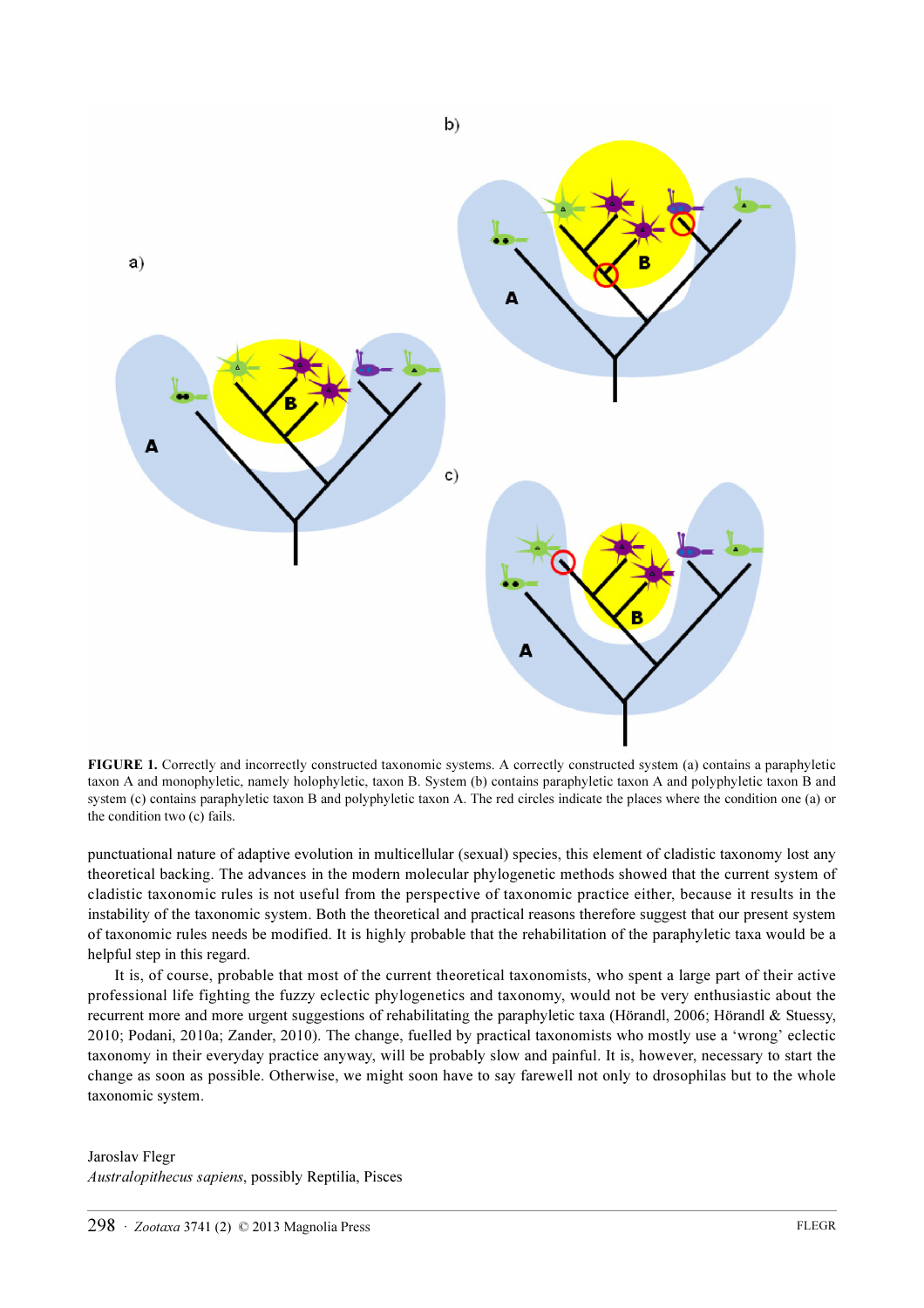**FIGURE 1.** Correctly and incorrectly constructed taxonomic systems. A correctly constructed system (a) contains a paraphyletic taxon A and monophyletic, namely holophyletic, taxon B. System (b) contains paraphyletic taxon A and polyphyletic taxon B and system (c) contains paraphyletic taxon B and polyphyletic taxon A. The red circles indicate the places where the condition one (a) or the condition two (c) fails.

punctuational nature of adaptive evolution in multicellular (sexual) species, this element of cladistic taxonomy lost any theoretical backing. The advances in the modern molecular phylogenetic methods showed that the current system of cladistic taxonomic rules is not useful from the perspective of taxonomic practice either, because it results in the instability of the taxonomic system. Both the theoretical and practical reasons therefore suggest that our present system of taxonomic rules needs be modified. It is highly probable that the rehabilitation of the paraphyletic taxa would be a helpful step in this regard.

It is, of course, probable that most of the current theoretical taxonomists, who spent a large part of their active professional life fighting the fuzzy eclectic phylogenetics and taxonomy, would not be very enthusiastic about the recurrent more and more urgent suggestions of rehabilitating the paraphyletic taxa (Hörandl, 2006; Hörandl & Stuessy, 2010; Podani, 2010a; Zander, 2010). The change, fuelled by practical taxonomists who mostly use a 'wrong' eclectic taxonomy in their everyday practice anyway, will be probably slow and painful. It is, however, necessary to start the change as soon as possible. Otherwise, we might soon have to say farewell not only to drosophilas but to the whole taxonomic system.

Jaroslav Flegr
*Australopithecus sapiens*, possibly Reptilia, Pisces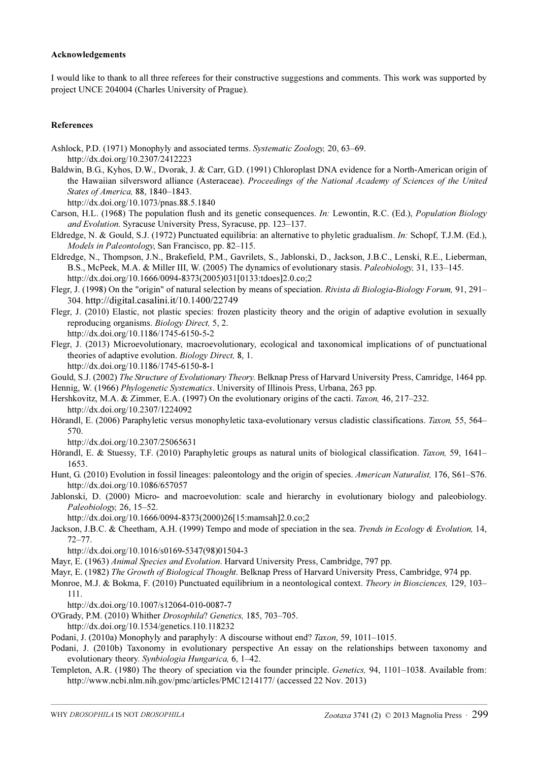**Acknowledgements**

I would like to thank to all three referees for their constructive suggestions and comments. This work was supported by project UNCE 204004 (Charles University of Prague).

**References**

Ashlock, P.D. (1971) Monophyly and associated terms. *Systematic Zoology,* 20, 63–69.
http://dx.doi.org/10.2307/2412223

Baldwin, B.G., Kyhos, D.W., Dvorak, J. & Carr, G.D. (1991) Chloroplast DNA evidence for a North-American origin of the Hawaiian silversword alliance (Asteraceae). *Proceedings of the National Academy of Sciences of the United States of America,* 88, 1840–1843.
http://dx.doi.org/10.1073/pnas.88.5.1840

Carson, H.L. (1968) The population flush and its genetic consequences. *In:* Lewontin, R.C. (Ed.), *Population Biology and Evolution*. Syracuse University Press, Syracuse, pp. 123–137.

Eldredge, N. & Gould, S.J. (1972) Punctuated equilibria: an alternative to phyletic gradualism. *In:* Schopf, T.J.M. (Ed.), *Models in Paleontology*, San Francisco, pp. 82–115.

Eldredge, N., Thompson, J.N., Brakefield, P.M., Gavrilets, S., Jablonski, D., Jackson, J.B.C., Lenski, R.E., Lieberman, B.S., McPeek, M.A. & Miller III, W. (2005) The dynamics of evolutionary stasis. *Paleobiology,* 31, 133–145.
http://dx.doi.org/10.1666/0094-8373(2005)031[0133:tdoes]2.0.co;2

Flegr, J. (1998) On the "origin" of natural selection by means of speciation. *Rivista di Biologia-Biology Forum,* 91, 291–304. http://digital.casalini.it/10.1400/22749

Flegr, J. (2010) Elastic, not plastic species: frozen plasticity theory and the origin of adaptive evolution in sexually reproducing organisms. *Biology Direct,* 5, 2.
http://dx.doi.org/10.1186/1745-6150-5-2

Flegr, J. (2013) Microevolutionary, macroevolutionary, ecological and taxonomical implications of of punctuational theories of adaptive evolution. *Biology Direct,* 8, 1.
http://dx.doi.org/10.1186/1745-6150-8-1

Gould, S.J. (2002) *The Structure of Evolutionary Theory.* Belknap Press of Harvard University Press, Camridge, 1464 pp.

Hennig, W. (1966) *Phylogenetic Systematics*. University of Illinois Press, Urbana, 263 pp.

Hershkovitz, M.A. & Zimmer, E.A. (1997) On the evolutionary origins of the cacti. *Taxon,* 46, 217–232.
http://dx.doi.org/10.2307/1224092

Hörandl, E. (2006) Paraphyletic versus monophyletic taxa-evolutionary versus cladistic classifications. *Taxon,* 55, 564–570.
http://dx.doi.org/10.2307/25065631

Hörandl, E. & Stuessy, T.F. (2010) Paraphyletic groups as natural units of biological classification. *Taxon,* 59, 1641–1653.

Hunt, G. (2010) Evolution in fossil lineages: paleontology and the origin of species. *American Naturalist,* 176, S61–S76.
http://dx.doi.org/10.1086/657057

Jablonski, D. (2000) Micro- and macroevolution: scale and hierarchy in evolutionary biology and paleobiology. *Paleobiology,* 26, 15–52.
http://dx.doi.org/10.1666/0094-8373(2000)26[15:mamsah]2.0.co;2

Jackson, J.B.C. & Cheetham, A.H. (1999) Tempo and mode of speciation in the sea. *Trends in Ecology & Evolution,* 14, 72–77.
http://dx.doi.org/10.1016/s0169-5347(98)01504-3

Mayr, E. (1963) *Animal Species and Evolution*. Harvard University Press, Cambridge, 797 pp.

Mayr, E. (1982) *The Growth of Biological Thought*. Belknap Press of Harvard University Press, Cambridge, 974 pp.

Monroe, M.J. & Bokma, F. (2010) Punctuated equilibrium in a neontological context. *Theory in Biosciences,* 129, 103–111.
http://dx.doi.org/10.1007/s12064-010-0087-7

O'Grady, P.M. (2010) Whither *Drosophila*? *Genetics,* 185, 703–705.
http://dx.doi.org/10.1534/genetics.110.118232

Podani, J. (2010a) Monophyly and paraphyly: A discourse without end? *Taxon*, 59, 1011–1015.

Podani, J. (2010b) Taxonomy in evolutionary perspective An essay on the relationships between taxonomy and evolutionary theory. *Synbiologia Hungarica,* 6, 1–42.

Templeton, A.R. (1980) The theory of speciation via the founder principle. *Genetics,* 94, 1101–1038. Available from: http://www.ncbi.nlm.nih.gov/pmc/articles/PMC1214177/ (accessed 22 Nov. 2013)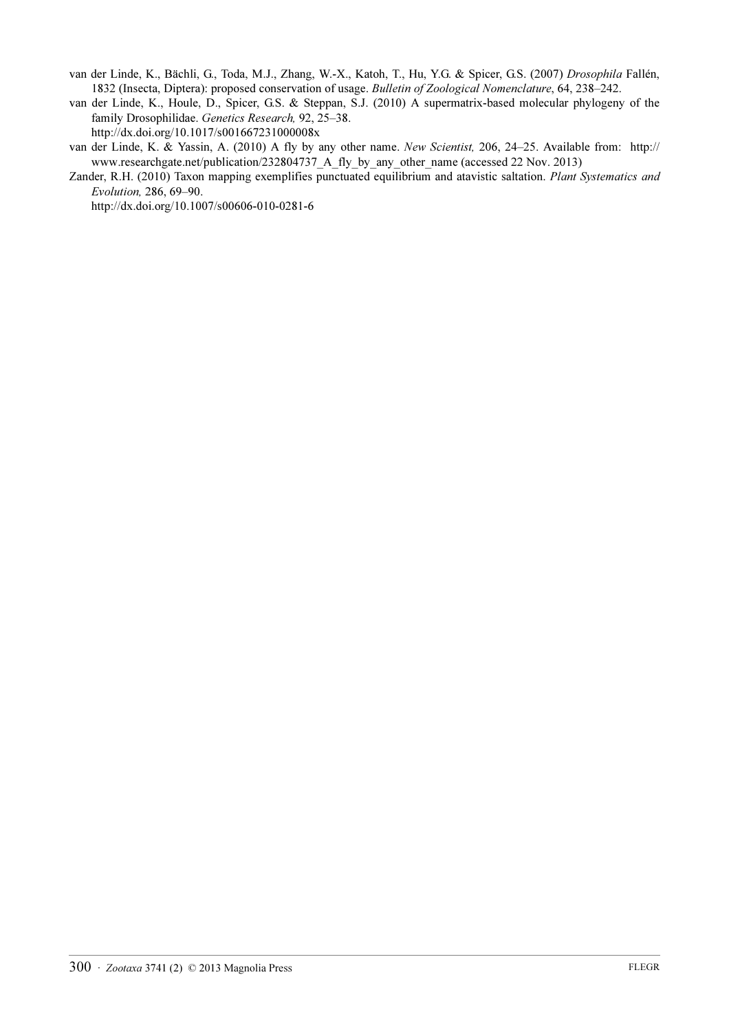van der Linde, K., Bächli, G., Toda, M.J., Zhang, W.-X., Katoh, T., Hu, Y.G. & Spicer, G.S. (2007) *Drosophila* Fallén, 1832 (Insecta, Diptera): proposed conservation of usage. *Bulletin of Zoological Nomenclature*, 64, 238–242.

van der Linde, K., Houle, D., Spicer, G.S. & Steppan, S.J. (2010) A supermatrix-based molecular phylogeny of the family Drosophilidae. *Genetics Research,* 92, 25–38.
http://dx.doi.org/10.1017/s001667231000008x

van der Linde, K. & Yassin, A. (2010) A fly by any other name. *New Scientist,* 206, 24–25. Available from: http://www.researchgate.net/publication/232804737_A_fly_by_any_other_name (accessed 22 Nov. 2013)

Zander, R.H. (2010) Taxon mapping exemplifies punctuated equilibrium and atavistic saltation. *Plant Systematics and Evolution,* 286, 69–90.
http://dx.doi.org/10.1007/s00606-010-0281-6